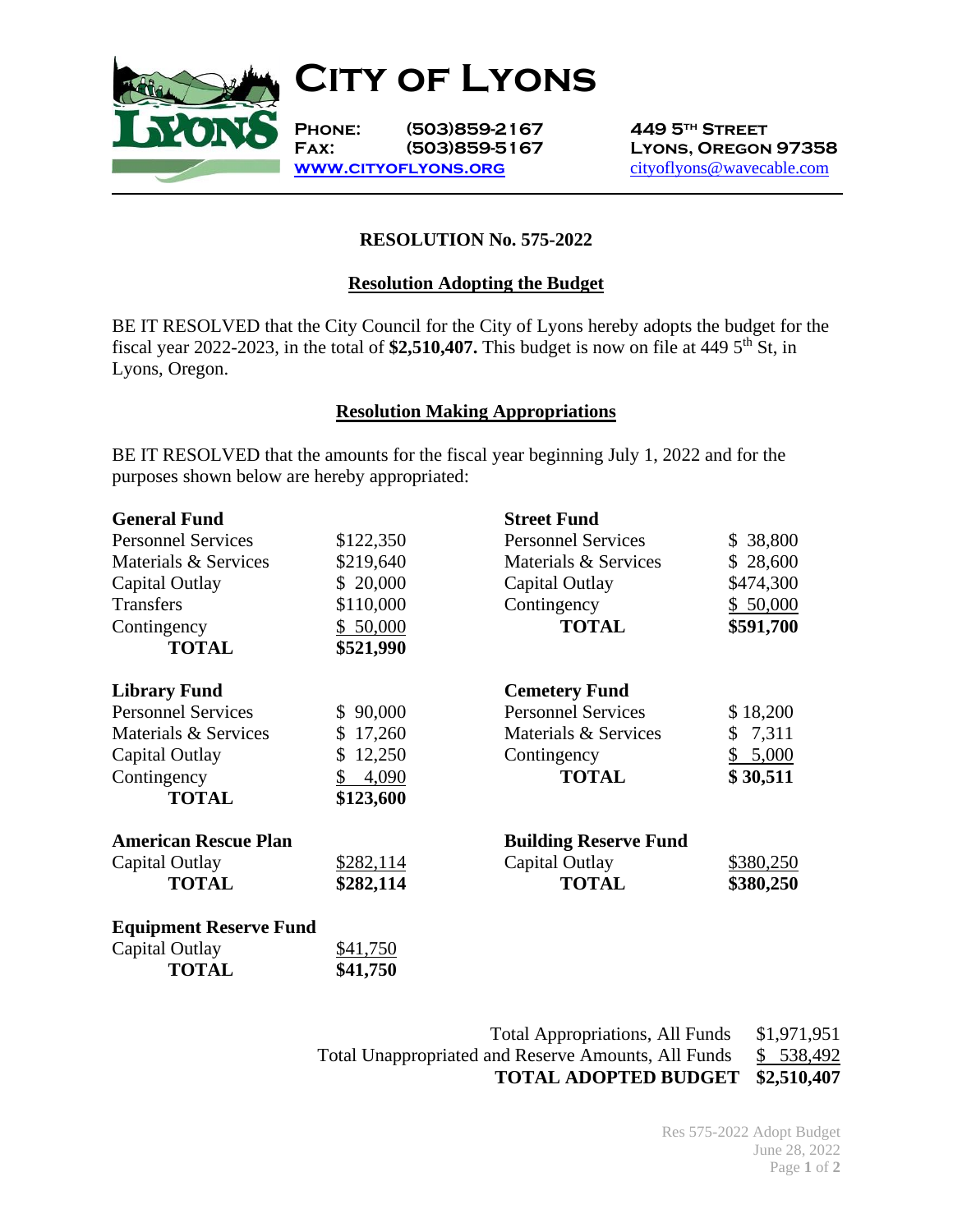# City of Lyons

**Phone:** (503)859-2167
**Fax:** (503)859-5167
**www.cityoflyons.org**

449 5th Street
Lyons, Oregon 97358
cityoflyons@wavecable.com

## RESOLUTION No. 575-2022

### Resolution Adopting the Budget

BE IT RESOLVED that the City Council for the City of Lyons hereby adopts the budget for the fiscal year 2022-2023, in the total of **$2,510,407.** This budget is now on file at 449 5th St, in Lyons, Oregon.

### Resolution Making Appropriations

BE IT RESOLVED that the amounts for the fiscal year beginning July 1, 2022 and for the purposes shown below are hereby appropriated:

| **General Fund** | |
|---|---|
| Personnel Services | $122,350 |
| Materials & Services | $219,640 |
| Capital Outlay | $ 20,000 |
| Transfers | $110,000 |
| Contingency | $ 50,000 |
| **TOTAL** | **$521,990** |

| **Street Fund** | |
|---|---|
| Personnel Services | $ 38,800 |
| Materials & Services | $ 28,600 |
| Capital Outlay | $474,300 |
| Contingency | $ 50,000 |
| **TOTAL** | **$591,700** |

| **Library Fund** | |
|---|---|
| Personnel Services | $ 90,000 |
| Materials & Services | $ 17,260 |
| Capital Outlay | $ 12,250 |
| Contingency | $ 4,090 |
| **TOTAL** | **$123,600** |

| **Cemetery Fund** | |
|---|---|
| Personnel Services | $ 18,200 |
| Materials & Services | $ 7,311 |
| Contingency | $ 5,000 |
| **TOTAL** | **$ 30,511** |

| **American Rescue Plan** | |
|---|---|
| Capital Outlay | $282,114 |
| **TOTAL** | **$282,114** |

| **Building Reserve Fund** | |
|---|---|
| Capital Outlay | $380,250 |
| **TOTAL** | **$380,250** |

| **Equipment Reserve Fund** | |
|---|---|
| Capital Outlay | $41,750 |
| **TOTAL** | **$41,750** |

| | |
|---|---|
| Total Appropriations, All Funds | $1,971,951 |
| Total Unappropriated and Reserve Amounts, All Funds | $ 538,492 |
| **TOTAL ADOPTED BUDGET** | **$2,510,407** |

Res 575-2022 Adopt Budget
June 28, 2022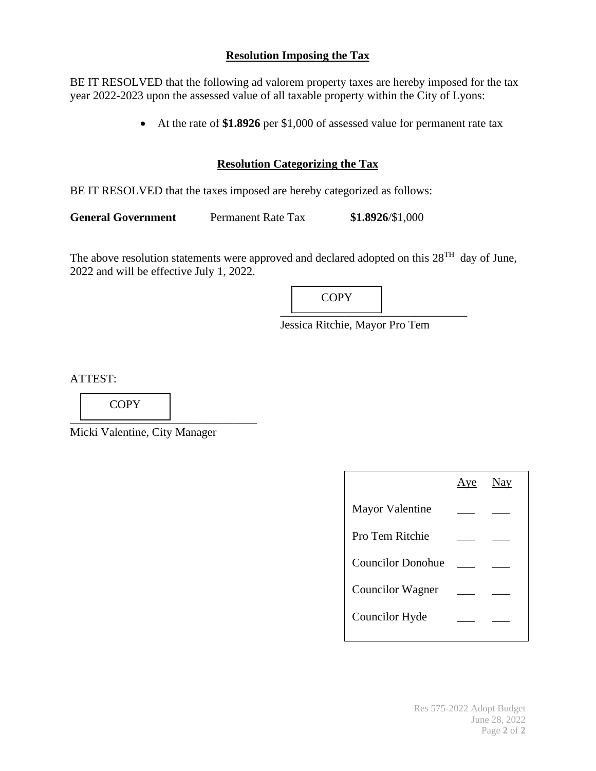**Resolution Imposing the Tax**

BE IT RESOLVED that the following ad valorem property taxes are hereby imposed for the tax year 2022-2023 upon the assessed value of all taxable property within the City of Lyons:

- At the rate of **$1.8926** per $1,000 of assessed value for permanent rate tax

**Resolution Categorizing the Tax**

BE IT RESOLVED that the taxes imposed are hereby categorized as follows:

**General Government** Permanent Rate Tax **$1.8926**/$1,000

The above resolution statements were approved and declared adopted on this 28TH day of June, 2022 and will be effective July 1, 2022.

COPY

_________________________________
Jessica Ritchie, Mayor Pro Tem

ATTEST:

COPY

_________________________________
Micki Valentine, City Manager

| | Aye | Nay |
|---|---|---|
| Mayor Valentine | ___ | ___ |
| Pro Tem Ritchie | ___ | ___ |
| Councilor Donohue | ___ | ___ |
| Councilor Wagner | ___ | ___ |
| Councilor Hyde | ___ | ___ |

Res 575-2022 Adopt Budget
June 28, 2022